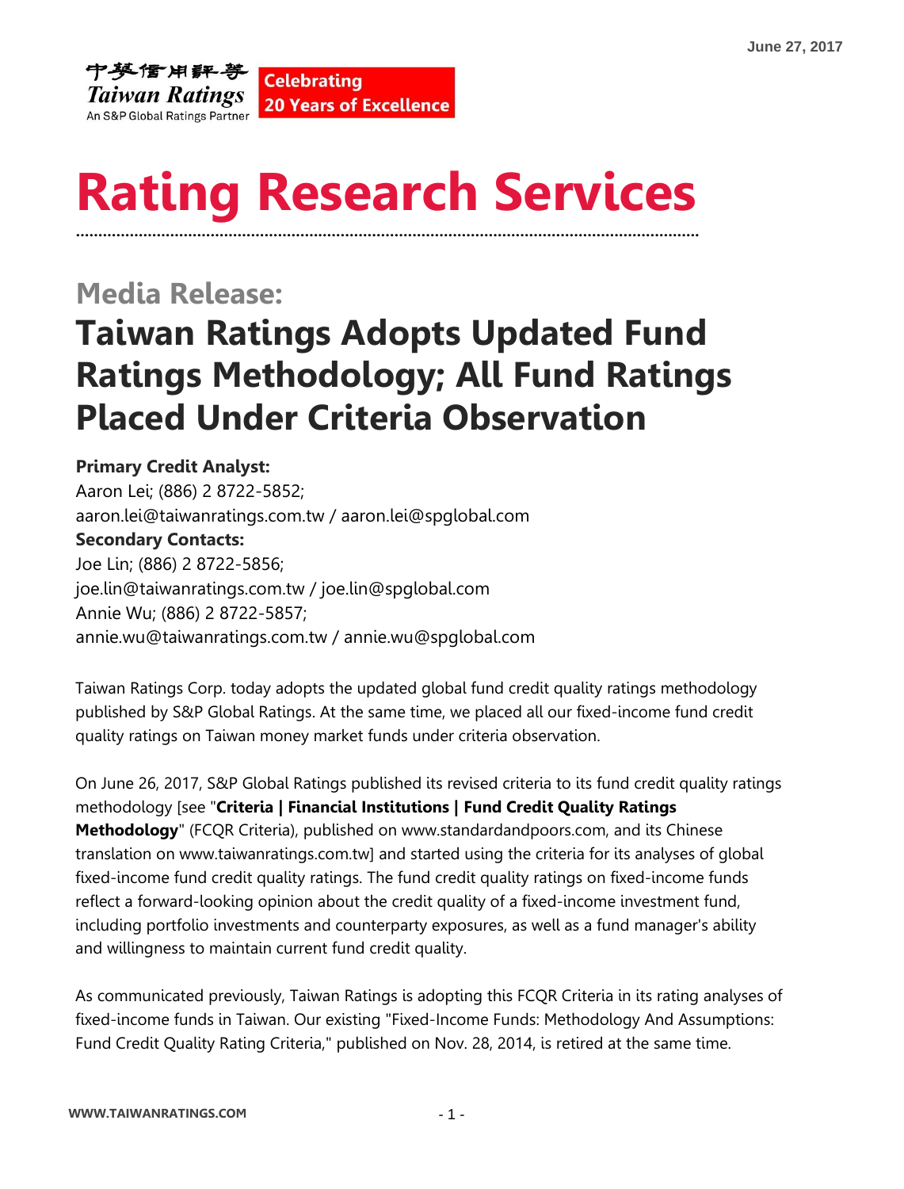June 27, 2017

中華信用評等
Taiwan Ratings
An S&P Global Ratings Partner

Celebrating
20 Years of Excellence

# Rating Research Services

## Media Release:

# Taiwan Ratings Adopts Updated Fund Ratings Methodology; All Fund Ratings Placed Under Criteria Observation

**Primary Credit Analyst:**
Aaron Lei; (886) 2 8722-5852;
aaron.lei@taiwanratings.com.tw / aaron.lei@spglobal.com
**Secondary Contacts:**
Joe Lin; (886) 2 8722-5856;
joe.lin@taiwanratings.com.tw / joe.lin@spglobal.com
Annie Wu; (886) 2 8722-5857;
annie.wu@taiwanratings.com.tw / annie.wu@spglobal.com

Taiwan Ratings Corp. today adopts the updated global fund credit quality ratings methodology published by S&P Global Ratings. At the same time, we placed all our fixed-income fund credit quality ratings on Taiwan money market funds under criteria observation.

On June 26, 2017, S&P Global Ratings published its revised criteria to its fund credit quality ratings methodology [see "**Criteria | Financial Institutions | Fund Credit Quality Ratings Methodology**" (FCQR Criteria), published on www.standardandpoors.com, and its Chinese translation on www.taiwanratings.com.tw] and started using the criteria for its analyses of global fixed-income fund credit quality ratings. The fund credit quality ratings on fixed-income funds reflect a forward-looking opinion about the credit quality of a fixed-income investment fund, including portfolio investments and counterparty exposures, as well as a fund manager's ability and willingness to maintain current fund credit quality.

As communicated previously, Taiwan Ratings is adopting this FCQR Criteria in its rating analyses of fixed-income funds in Taiwan. Our existing "Fixed-Income Funds: Methodology And Assumptions: Fund Credit Quality Rating Criteria," published on Nov. 28, 2014, is retired at the same time.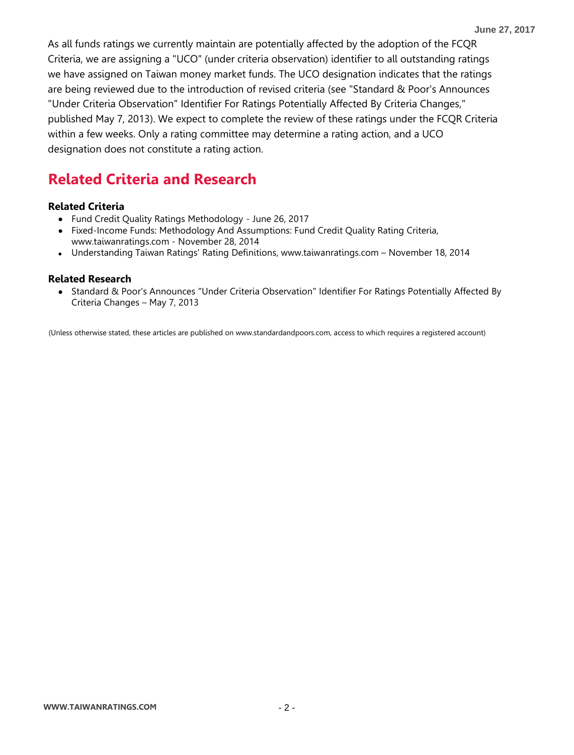As all funds ratings we currently maintain are potentially affected by the adoption of the FCQR Criteria, we are assigning a "UCO" (under criteria observation) identifier to all outstanding ratings we have assigned on Taiwan money market funds. The UCO designation indicates that the ratings are being reviewed due to the introduction of revised criteria (see "Standard & Poor's Announces "Under Criteria Observation" Identifier For Ratings Potentially Affected By Criteria Changes," published May 7, 2013). We expect to complete the review of these ratings under the FCQR Criteria within a few weeks. Only a rating committee may determine a rating action, and a UCO designation does not constitute a rating action.

## Related Criteria and Research

**Related Criteria**

- Fund Credit Quality Ratings Methodology - June 26, 2017
- Fixed-Income Funds: Methodology And Assumptions: Fund Credit Quality Rating Criteria, www.taiwanratings.com - November 28, 2014
- Understanding Taiwan Ratings' Rating Definitions, www.taiwanratings.com – November 18, 2014

**Related Research**

- Standard & Poor's Announces "Under Criteria Observation" Identifier For Ratings Potentially Affected By Criteria Changes – May 7, 2013

(Unless otherwise stated, these articles are published on www.standardandpoors.com, access to which requires a registered account)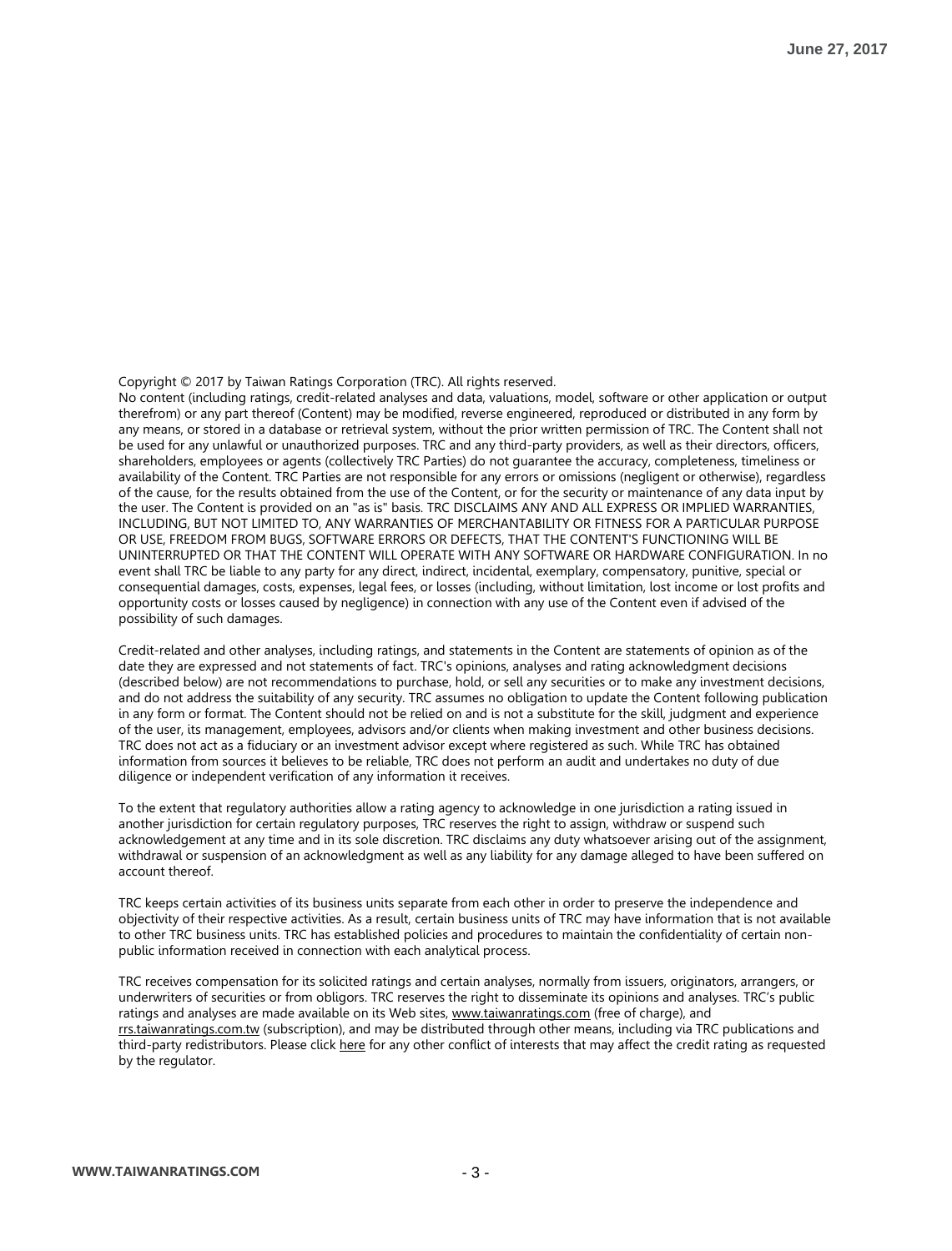Copyright © 2017 by Taiwan Ratings Corporation (TRC). All rights reserved.
No content (including ratings, credit-related analyses and data, valuations, model, software or other application or output therefrom) or any part thereof (Content) may be modified, reverse engineered, reproduced or distributed in any form by any means, or stored in a database or retrieval system, without the prior written permission of TRC. The Content shall not be used for any unlawful or unauthorized purposes. TRC and any third-party providers, as well as their directors, officers, shareholders, employees or agents (collectively TRC Parties) do not guarantee the accuracy, completeness, timeliness or availability of the Content. TRC Parties are not responsible for any errors or omissions (negligent or otherwise), regardless of the cause, for the results obtained from the use of the Content, or for the security or maintenance of any data input by the user. The Content is provided on an "as is" basis. TRC DISCLAIMS ANY AND ALL EXPRESS OR IMPLIED WARRANTIES, INCLUDING, BUT NOT LIMITED TO, ANY WARRANTIES OF MERCHANTABILITY OR FITNESS FOR A PARTICULAR PURPOSE OR USE, FREEDOM FROM BUGS, SOFTWARE ERRORS OR DEFECTS, THAT THE CONTENT'S FUNCTIONING WILL BE UNINTERRUPTED OR THAT THE CONTENT WILL OPERATE WITH ANY SOFTWARE OR HARDWARE CONFIGURATION. In no event shall TRC be liable to any party for any direct, indirect, incidental, exemplary, compensatory, punitive, special or consequential damages, costs, expenses, legal fees, or losses (including, without limitation, lost income or lost profits and opportunity costs or losses caused by negligence) in connection with any use of the Content even if advised of the possibility of such damages.

Credit-related and other analyses, including ratings, and statements in the Content are statements of opinion as of the date they are expressed and not statements of fact. TRC's opinions, analyses and rating acknowledgment decisions (described below) are not recommendations to purchase, hold, or sell any securities or to make any investment decisions, and do not address the suitability of any security. TRC assumes no obligation to update the Content following publication in any form or format. The Content should not be relied on and is not a substitute for the skill, judgment and experience of the user, its management, employees, advisors and/or clients when making investment and other business decisions. TRC does not act as a fiduciary or an investment advisor except where registered as such. While TRC has obtained information from sources it believes to be reliable, TRC does not perform an audit and undertakes no duty of due diligence or independent verification of any information it receives.

To the extent that regulatory authorities allow a rating agency to acknowledge in one jurisdiction a rating issued in another jurisdiction for certain regulatory purposes, TRC reserves the right to assign, withdraw or suspend such acknowledgement at any time and in its sole discretion. TRC disclaims any duty whatsoever arising out of the assignment, withdrawal or suspension of an acknowledgment as well as any liability for any damage alleged to have been suffered on account thereof.

TRC keeps certain activities of its business units separate from each other in order to preserve the independence and objectivity of their respective activities. As a result, certain business units of TRC may have information that is not available to other TRC business units. TRC has established policies and procedures to maintain the confidentiality of certain non-public information received in connection with each analytical process.

TRC receives compensation for its solicited ratings and certain analyses, normally from issuers, originators, arrangers, or underwriters of securities or from obligors. TRC reserves the right to disseminate its opinions and analyses. TRC's public ratings and analyses are made available on its Web sites, www.taiwanratings.com (free of charge), and rrs.taiwanratings.com.tw (subscription), and may be distributed through other means, including via TRC publications and third-party redistributors. Please click here for any other conflict of interests that may affect the credit rating as requested by the regulator.